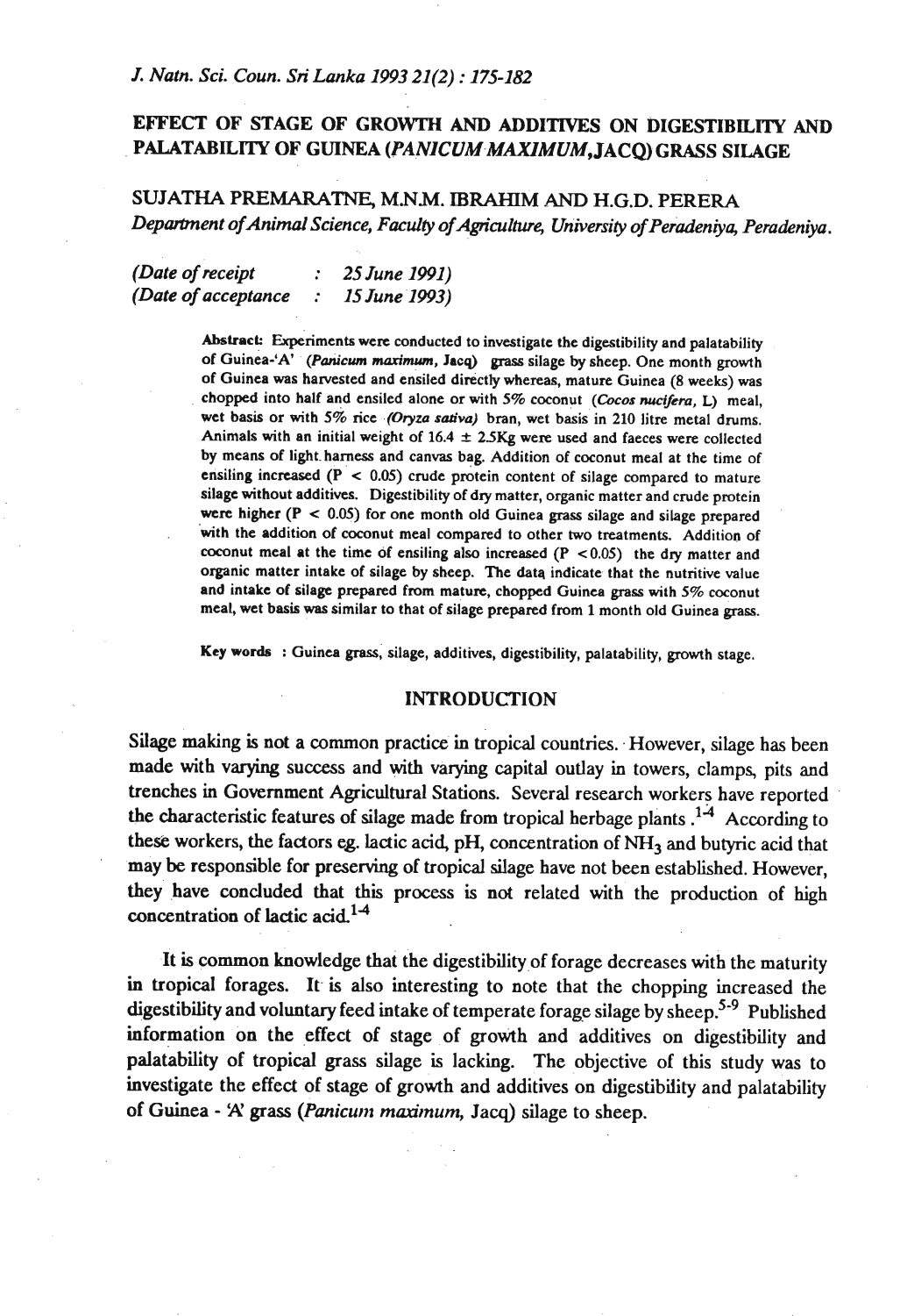# EFFECT OF STAGE OF GROWTH AND ADDITIVES ON DIGESTIBILITY AND PALATABILITY OF GUINEA (*PANICUM MAXIMUM*, JACQ) GRASS SILAGE

SUJATHA PREMARATNE, M.N.M. IBRAHIM AND H.G.D. PERERA

*Department of Animal Science, Faculty of Agriculture, University of Peradeniya, Peradeniya.*

*(Date of receipt : 25 June 1991)*
*(Date of acceptance : 15 June 1993)*

**Abstract:** Experiments were conducted to investigate the digestibility and palatability of Guinea-'A' (*Panicum maximum*, Jacq) grass silage by sheep. One month growth of Guinea was harvested and ensiled directly whereas, mature Guinea (8 weeks) was chopped into half and ensiled alone or with 5% coconut (*Cocos nucifera*, L) meal, wet basis or with 5% rice (*Oryza sativa*) bran, wet basis in 210 litre metal drums. Animals with an initial weight of 16.4 ± 2.5Kg were used and faeces were collected by means of light harness and canvas bag. Addition of coconut meal at the time of ensiling increased ($P < 0.05$) crude protein content of silage compared to mature silage without additives. Digestibility of dry matter, organic matter and crude protein were higher ($P < 0.05$) for one month old Guinea grass silage and silage prepared with the addition of coconut meal compared to other two treatments. Addition of coconut meal at the time of ensiling also increased ($P < 0.05$) the dry matter and organic matter intake of silage by sheep. The data indicate that the nutritive value and intake of silage prepared from mature, chopped Guinea grass with 5% coconut meal, wet basis was similar to that of silage prepared from 1 month old Guinea grass.

**Key words** : Guinea grass, silage, additives, digestibility, palatability, growth stage.

## INTRODUCTION

Silage making is not a common practice in tropical countries. However, silage has been made with varying success and with varying capital outlay in towers, clamps, pits and trenches in Government Agricultural Stations. Several research workers have reported the characteristic features of silage made from tropical herbage plants.[1-4] According to these workers, the factors eg. lactic acid, pH, concentration of $NH_3$ and butyric acid that may be responsible for preserving of tropical silage have not been established. However, they have concluded that this process is not related with the production of high concentration of lactic acid.[1-4]

It is common knowledge that the digestibility of forage decreases with the maturity in tropical forages. It is also interesting to note that the chopping increased the digestibility and voluntary feed intake of temperate forage silage by sheep.[5-9] Published information on the effect of stage of growth and additives on digestibility and palatability of tropical grass silage is lacking. The objective of this study was to investigate the effect of stage of growth and additives on digestibility and palatability of Guinea - 'A' grass (*Panicum maximum*, Jacq) silage to sheep.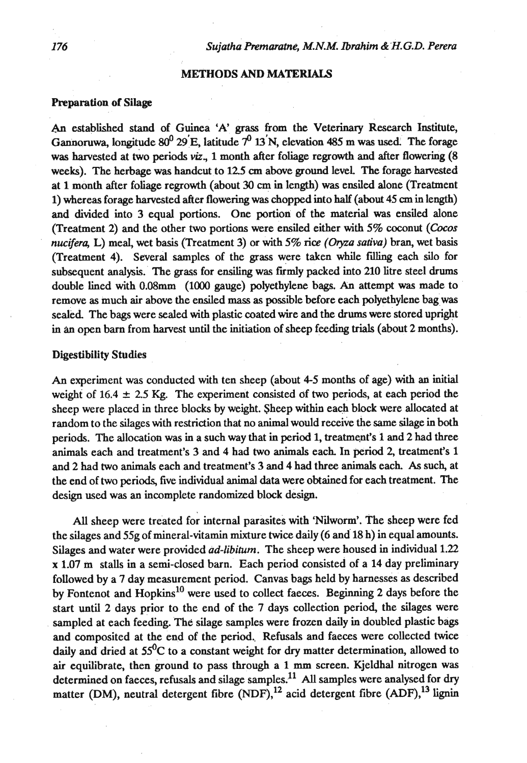## METHODS AND MATERIALS

### Preparation of Silage

An established stand of Guinea 'A' grass from the Veterinary Research Institute, Gannoruwa, longitude $80^0$ 29'E, latitude $7^0$ 13'N, elevation 485 m was used. The forage was harvested at two periods *viz.*, 1 month after foliage regrowth and after flowering (8 weeks). The herbage was handcut to 12.5 cm above ground level. The forage harvested at 1 month after foliage regrowth (about 30 cm in length) was ensiled alone (Treatment 1) whereas forage harvested after flowering was chopped into half (about 45 cm in length) and divided into 3 equal portions. One portion of the material was ensiled alone (Treatment 2) and the other two portions were ensiled either with 5% coconut (*Cocos nucifera*, L) meal, wet basis (Treatment 3) or with 5% rice (*Oryza sativa*) bran, wet basis (Treatment 4). Several samples of the grass were taken while filling each silo for subsequent analysis. The grass for ensiling was firmly packed into 210 litre steel drums double lined with 0.08mm (1000 gauge) polyethylene bags. An attempt was made to remove as much air above the ensiled mass as possible before each polyethylene bag was sealed. The bags were sealed with plastic coated wire and the drums were stored upright in an open barn from harvest until the initiation of sheep feeding trials (about 2 months).

### Digestibility Studies

An experiment was conducted with ten sheep (about 4-5 months of age) with an initial weight of 16.4 ± 2.5 Kg. The experiment consisted of two periods, at each period the sheep were placed in three blocks by weight. Sheep within each block were allocated at random to the silages with restriction that no animal would receive the same silage in both periods. The allocation was in a such way that in period 1, treatment's 1 and 2 had three animals each and treatment's 3 and 4 had two animals each. In period 2, treatment's 1 and 2 had two animals each and treatment's 3 and 4 had three animals each. As such, at the end of two periods, five individual animal data were obtained for each treatment. The design used was an incomplete randomized block design.

All sheep were treated for internal parasites with 'Nilworm'. The sheep were fed the silages and 55g of mineral-vitamin mixture twice daily (6 and 18 h) in equal amounts. Silages and water were provided *ad-libitum*. The sheep were housed in individual 1.22 x 1.07 m stalls in a semi-closed barn. Each period consisted of a 14 day preliminary followed by a 7 day measurement period. Canvas bags held by harnesses as described by Fontenot and Hopkins[10] were used to collect faeces. Beginning 2 days before the start until 2 days prior to the end of the 7 days collection period, the silages were sampled at each feeding. The silage samples were frozen daily in doubled plastic bags and composited at the end of the period. Refusals and faeces were collected twice daily and dried at $55^0$C to a constant weight for dry matter determination, allowed to air equilibrate, then ground to pass through a 1 mm screen. Kjeldhal nitrogen was determined on faeces, refusals and silage samples.[11] All samples were analysed for dry matter (DM), neutral detergent fibre (NDF),[12] acid detergent fibre (ADF),[13] lignin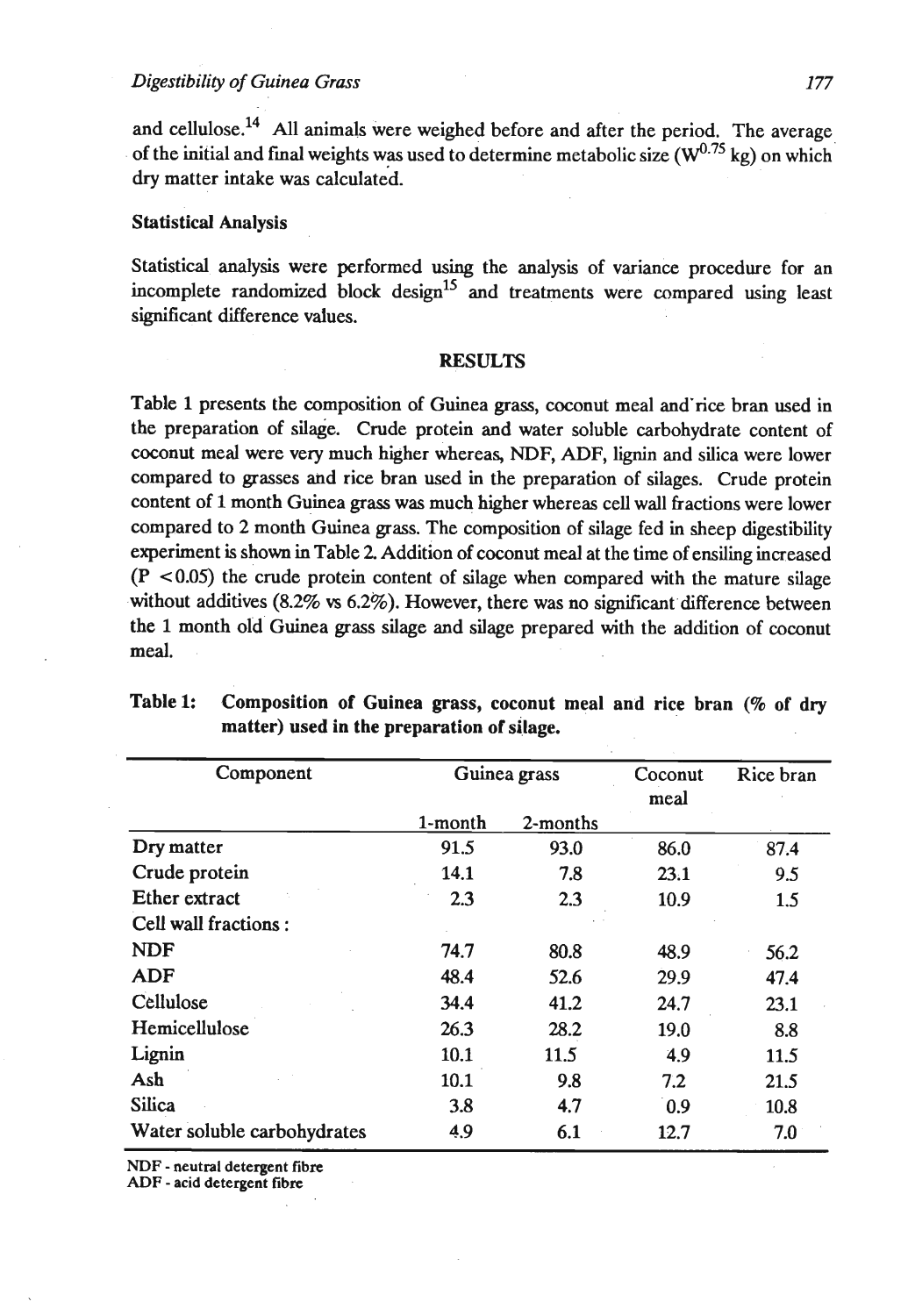and cellulose.[14] All animals were weighed before and after the period. The average of the initial and final weights was used to determine metabolic size ($W^{0.75}$ kg) on which dry matter intake was calculated.

### Statistical Analysis

Statistical analysis were performed using the analysis of variance procedure for an incomplete randomized block design[15] and treatments were compared using least significant difference values.

## RESULTS

Table 1 presents the composition of Guinea grass, coconut meal and rice bran used in the preparation of silage. Crude protein and water soluble carbohydrate content of coconut meal were very much higher whereas, NDF, ADF, lignin and silica were lower compared to grasses and rice bran used in the preparation of silages. Crude protein content of 1 month Guinea grass was much higher whereas cell wall fractions were lower compared to 2 month Guinea grass. The composition of silage fed in sheep digestibility experiment is shown in Table 2. Addition of coconut meal at the time of ensiling increased ($P < 0.05$) the crude protein content of silage when compared with the mature silage without additives (8.2% vs 6.2%). However, there was no significant difference between the 1 month old Guinea grass silage and silage prepared with the addition of coconut meal.

**Table 1: Composition of Guinea grass, coconut meal and rice bran (% of dry matter) used in the preparation of silage.**

| Component | Guinea grass | | Coconut meal | Rice bran |
|---|---|---|---|---|
| | 1-month | 2-months | | |
| Dry matter | 91.5 | 93.0 | 86.0 | 87.4 |
| Crude protein | 14.1 | 7.8 | 23.1 | 9.5 |
| Ether extract | 2.3 | 2.3 | 10.9 | 1.5 |
| Cell wall fractions : | | | | |
| NDF | 74.7 | 80.8 | 48.9 | 56.2 |
| ADF | 48.4 | 52.6 | 29.9 | 47.4 |
| Cellulose | 34.4 | 41.2 | 24.7 | 23.1 |
| Hemicellulose | 26.3 | 28.2 | 19.0 | 8.8 |
| Lignin | 10.1 | 11.5 | 4.9 | 11.5 |
| Ash | 10.1 | 9.8 | 7.2 | 21.5 |
| Silica | 3.8 | 4.7 | 0.9 | 10.8 |
| Water soluble carbohydrates | 4.9 | 6.1 | 12.7 | 7.0 |

NDF - neutral detergent fibre
ADF - acid detergent fibre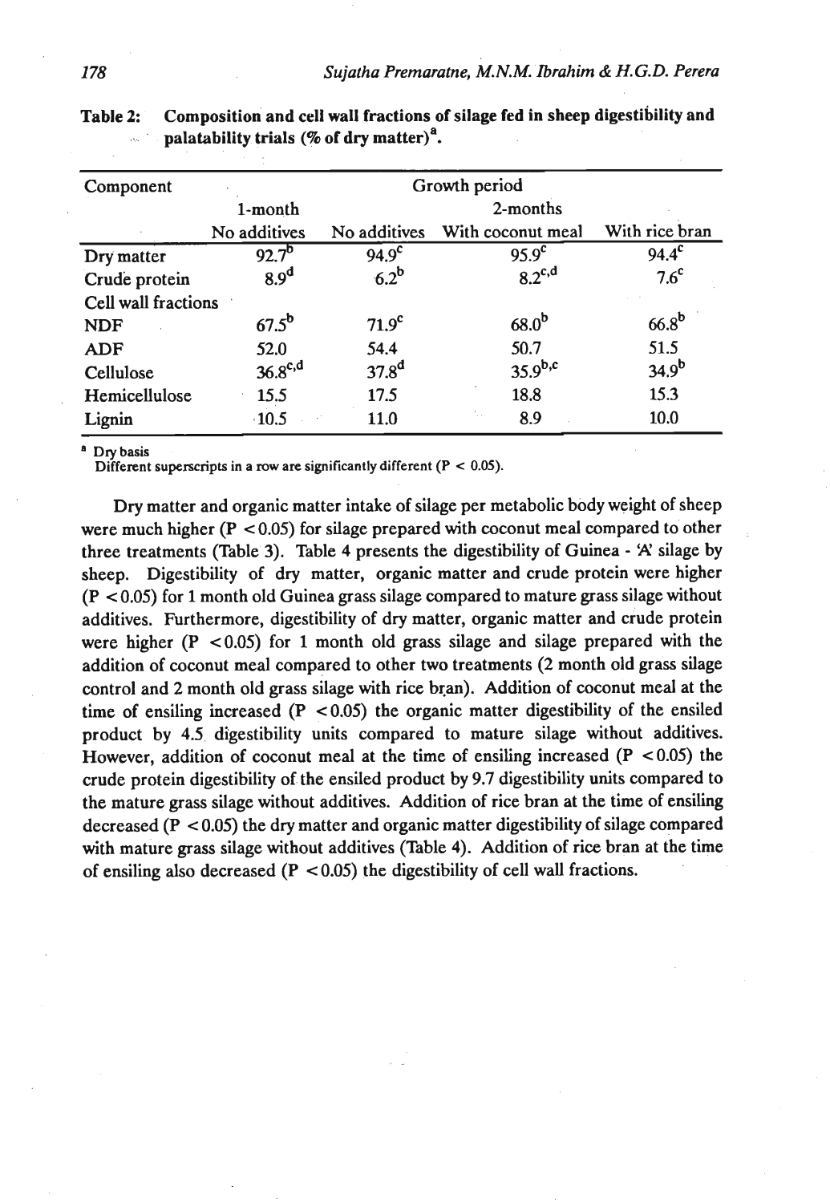**Table 2: Composition and cell wall fractions of silage fed in sheep digestibility and palatability trials (% of dry matter)[a].**

| Component | Growth period | | | |
|---|---|---|---|---|
| | 1-month | 2-months | | |
| | No additives | No additives | With coconut meal | With rice bran |
| Dry matter | 92.7[b] | 94.9[c] | 95.9[c] | 94.4[c] |
| Crude protein | 8.9[d] | 6.2[b] | 8.2[c,d] | 7.6[c] |
| Cell wall fractions | | | | |
| NDF | 67.5[b] | 71.9[c] | 68.0[b] | 66.8[b] |
| ADF | 52.0 | 54.4 | 50.7 | 51.5 |
| Cellulose | 36.8[c,d] | 37.8[d] | 35.9[b,c] | 34.9[b] |
| Hemicellulose | 15.5 | 17.5 | 18.8 | 15.3 |
| Lignin | 10.5 | 11.0 | 8.9 | 10.0 |

[a] Dry basis
Different superscripts in a row are significantly different ($P < 0.05$).

Dry matter and organic matter intake of silage per metabolic body weight of sheep were much higher ($P < 0.05$) for silage prepared with coconut meal compared to other three treatments (Table 3). Table 4 presents the digestibility of Guinea - 'A' silage by sheep. Digestibility of dry matter, organic matter and crude protein were higher ($P < 0.05$) for 1 month old Guinea grass silage compared to mature grass silage without additives. Furthermore, digestibility of dry matter, organic matter and crude protein were higher ($P < 0.05$) for 1 month old grass silage and silage prepared with the addition of coconut meal compared to other two treatments (2 month old grass silage control and 2 month old grass silage with rice bran). Addition of coconut meal at the time of ensiling increased ($P < 0.05$) the organic matter digestibility of the ensiled product by 4.5 digestibility units compared to mature silage without additives. However, addition of coconut meal at the time of ensiling increased ($P < 0.05$) the crude protein digestibility of the ensiled product by 9.7 digestibility units compared to the mature grass silage without additives. Addition of rice bran at the time of ensiling decreased ($P < 0.05$) the dry matter and organic matter digestibility of silage compared with mature grass silage without additives (Table 4). Addition of rice bran at the time of ensiling also decreased ($P < 0.05$) the digestibility of cell wall fractions.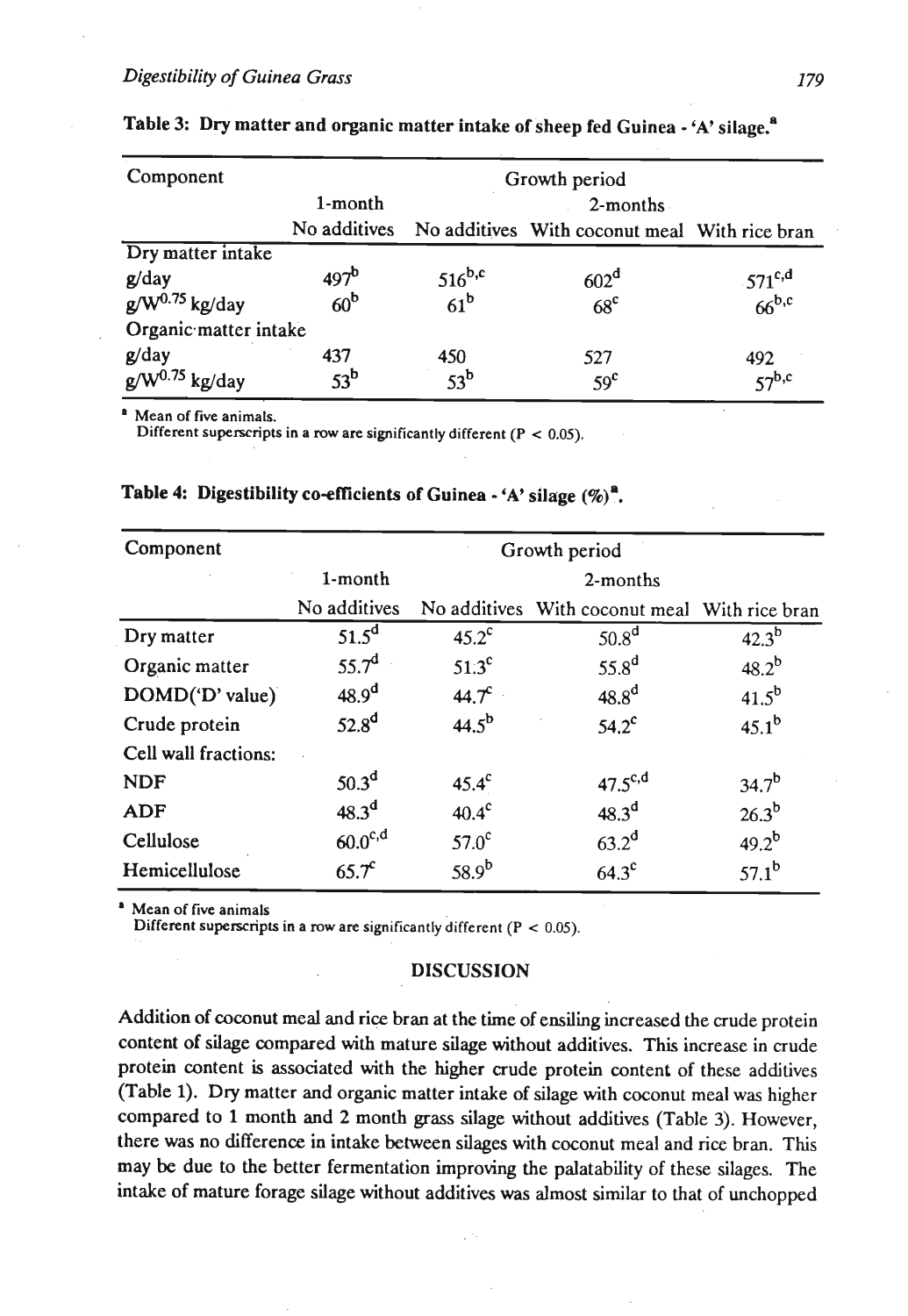**Table 3: Dry matter and organic matter intake of sheep fed Guinea - 'A' silage.**[a]

| Component | Growth period | | | |
|---|---|---|---|---|
| | 1-month | 2-months | | |
| | No additives | No additives | With coconut meal | With rice bran |
| Dry matter intake | | | | |
| g/day | $497^{b}$ | $516^{b,c}$ | $602^{d}$ | $571^{c,d}$ |
| $g/W^{0.75}$ kg/day | $60^{b}$ | $61^{b}$ | $68^{c}$ | $66^{b,c}$ |
| Organic matter intake | | | | |
| g/day | 437 | 450 | 527 | 492 |
| $g/W^{0.75}$ kg/day | $53^{b}$ | $53^{b}$ | $59^{c}$ | $57^{b,c}$ |

[a] Mean of five animals.
Different superscripts in a row are significantly different ($P < 0.05$).

**Table 4: Digestibility co-efficients of Guinea - 'A' silage (%)**[a].

| Component | Growth period | | | |
|---|---|---|---|---|
| | 1-month | 2-months | | |
| | No additives | No additives | With coconut meal | With rice bran |
| Dry matter | $51.5^{d}$ | $45.2^{c}$ | $50.8^{d}$ | $42.3^{b}$ |
| Organic matter | $55.7^{d}$ | $51.3^{c}$ | $55.8^{d}$ | $48.2^{b}$ |
| DOMD('D' value) | $48.9^{d}$ | $44.7^{c}$ | $48.8^{d}$ | $41.5^{b}$ |
| Crude protein | $52.8^{d}$ | $44.5^{b}$ | $54.2^{c}$ | $45.1^{b}$ |
| Cell wall fractions: | | | | |
| NDF | $50.3^{d}$ | $45.4^{c}$ | $47.5^{c,d}$ | $34.7^{b}$ |
| ADF | $48.3^{d}$ | $40.4^{c}$ | $48.3^{d}$ | $26.3^{b}$ |
| Cellulose | $60.0^{c,d}$ | $57.0^{c}$ | $63.2^{d}$ | $49.2^{b}$ |
| Hemicellulose | $65.7^{c}$ | $58.9^{b}$ | $64.3^{c}$ | $57.1^{b}$ |

[a] Mean of five animals
Different superscripts in a row are significantly different ($P < 0.05$).

## DISCUSSION

Addition of coconut meal and rice bran at the time of ensiling increased the crude protein content of silage compared with mature silage without additives. This increase in crude protein content is associated with the higher crude protein content of these additives (Table 1). Dry matter and organic matter intake of silage with coconut meal was higher compared to 1 month and 2 month grass silage without additives (Table 3). However, there was no difference in intake between silages with coconut meal and rice bran. This may be due to the better fermentation improving the palatability of these silages. The intake of mature forage silage without additives was almost similar to that of unchopped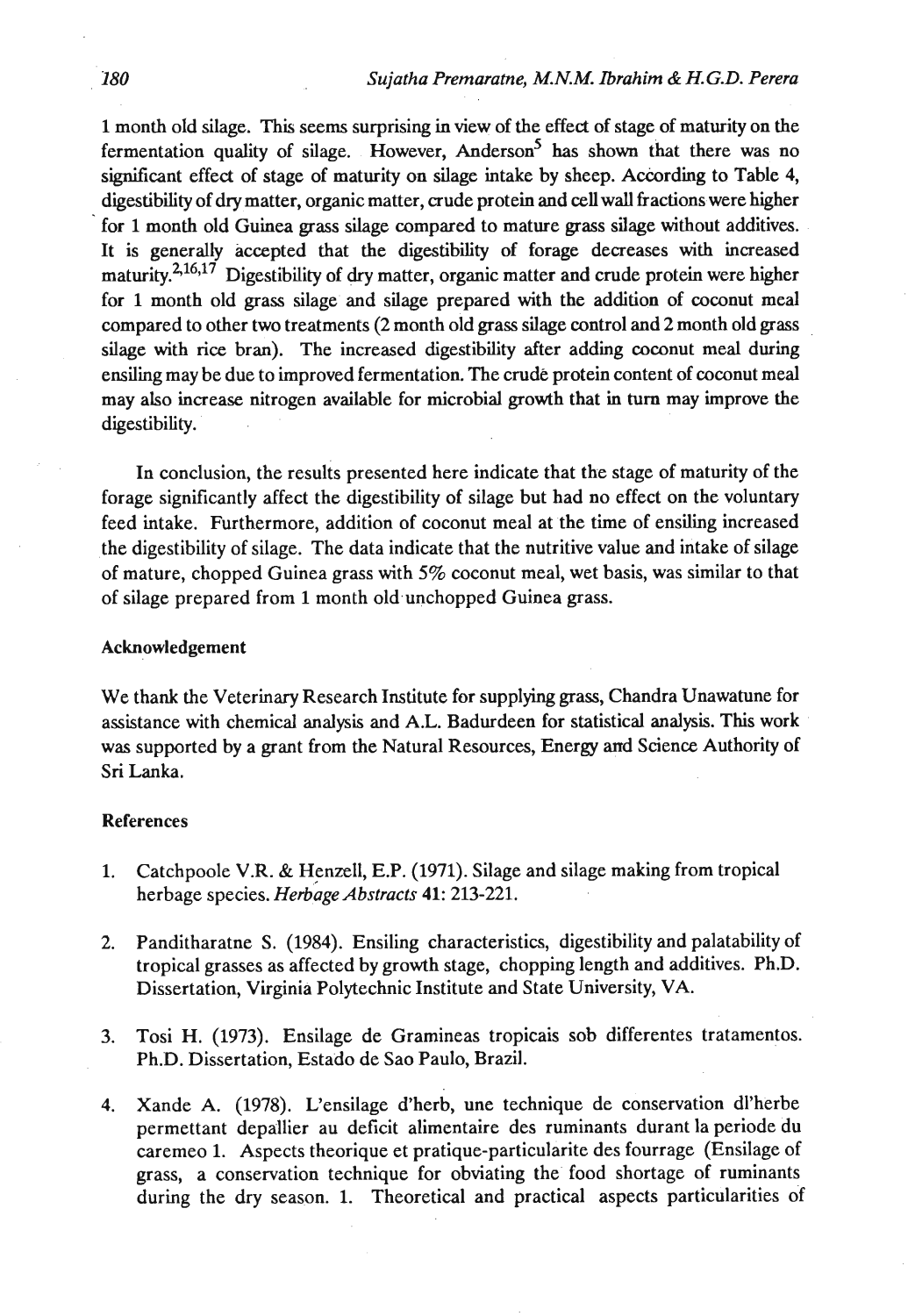1 month old silage. This seems surprising in view of the effect of stage of maturity on the fermentation quality of silage. However, Anderson[5] has shown that there was no significant effect of stage of maturity on silage intake by sheep. According to Table 4, digestibility of dry matter, organic matter, crude protein and cell wall fractions were higher for 1 month old Guinea grass silage compared to mature grass silage without additives. It is generally accepted that the digestibility of forage decreases with increased maturity.[2,16,17] Digestibility of dry matter, organic matter and crude protein were higher for 1 month old grass silage and silage prepared with the addition of coconut meal compared to other two treatments (2 month old grass silage control and 2 month old grass silage with rice bran). The increased digestibility after adding coconut meal during ensiling may be due to improved fermentation. The crude protein content of coconut meal may also increase nitrogen available for microbial growth that in turn may improve the digestibility.

In conclusion, the results presented here indicate that the stage of maturity of the forage significantly affect the digestibility of silage but had no effect on the voluntary feed intake. Furthermore, addition of coconut meal at the time of ensiling increased the digestibility of silage. The data indicate that the nutritive value and intake of silage of mature, chopped Guinea grass with 5% coconut meal, wet basis, was similar to that of silage prepared from 1 month old unchopped Guinea grass.

## Acknowledgement

We thank the Veterinary Research Institute for supplying grass, Chandra Unawatune for assistance with chemical analysis and A.L. Badurdeen for statistical analysis. This work was supported by a grant from the Natural Resources, Energy and Science Authority of Sri Lanka.

## References

1. Catchpoole V.R. & Henzell, E.P. (1971). Silage and silage making from tropical herbage species. *Herbage Abstracts* **41**: 213-221.

2. Panditharatne S. (1984). Ensiling characteristics, digestibility and palatability of tropical grasses as affected by growth stage, chopping length and additives. Ph.D. Dissertation, Virginia Polytechnic Institute and State University, VA.

3. Tosi H. (1973). Ensilage de Gramineas tropicais sob differentes tratamentos. Ph.D. Dissertation, Estado de Sao Paulo, Brazil.

4. Xande A. (1978). L'ensilage d'herb, une technique de conservation dl'herbe permettant depallier au deficit alimentaire des ruminants durant la periode du caremeo 1. Aspects theorique et pratique-particularite des fourrage (Ensilage of grass, a conservation technique for obviating the food shortage of ruminants during the dry season. 1. Theoretical and practical aspects particularities of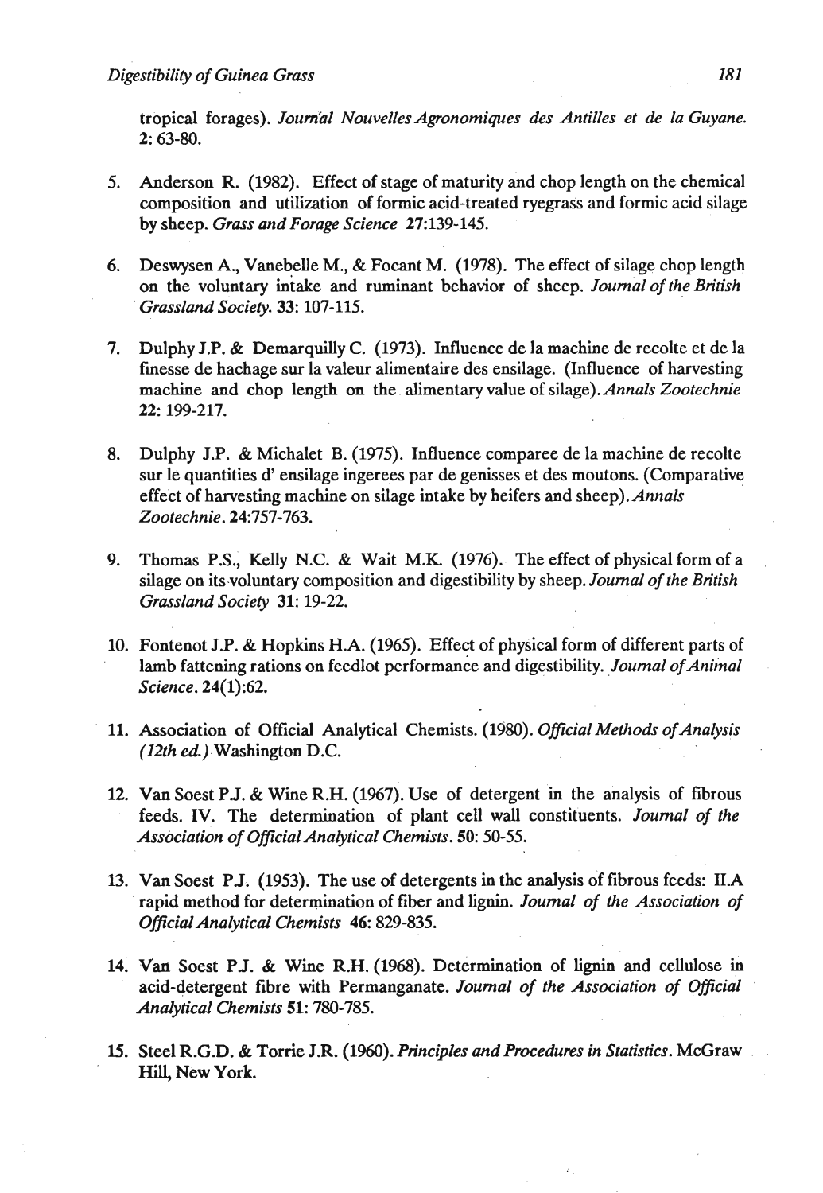tropical forages). *Journal Nouvelles Agronomiques des Antilles et de la Guyane.* **2**: 63-80.

5. Anderson R. (1982). Effect of stage of maturity and chop length on the chemical composition and utilization of formic acid-treated ryegrass and formic acid silage by sheep. *Grass and Forage Science* **27**:139-145.

6. Deswysen A., Vanebelle M., & Focant M. (1978). The effect of silage chop length on the voluntary intake and ruminant behavior of sheep. *Journal of the British Grassland Society.* **33**: 107-115.

7. Dulphy J.P. & Demarquilly C. (1973). Influence de la machine de recolte et de la finesse de hachage sur la valeur alimentaire des ensilage. (Influence of harvesting machine and chop length on the alimentary value of silage). *Annals Zootechnie* **22**: 199-217.

8. Dulphy J.P. & Michalet B. (1975). Influence comparee de la machine de recolte sur le quantities d' ensilage ingerees par de genisses et des moutons. (Comparative effect of harvesting machine on silage intake by heifers and sheep). *Annals Zootechnie*. **24**:757-763.

9. Thomas P.S., Kelly N.C. & Wait M.K. (1976). The effect of physical form of a silage on its voluntary composition and digestibility by sheep. *Journal of the British Grassland Society* **31**: 19-22.

10. Fontenot J.P. & Hopkins H.A. (1965). Effect of physical form of different parts of lamb fattening rations on feedlot performance and digestibility. *Journal of Animal Science*. **24**(1):62.

11. Association of Official Analytical Chemists. (1980). *Official Methods of Analysis (12th ed.)* Washington D.C.

12. Van Soest P.J. & Wine R.H. (1967). Use of detergent in the analysis of fibrous feeds. IV. The determination of plant cell wall constituents. *Journal of the Association of Official Analytical Chemists*. **50**: 50-55.

13. Van Soest P.J. (1953). The use of detergents in the analysis of fibrous feeds: II.A rapid method for determination of fiber and lignin. *Journal of the Association of Official Analytical Chemists* **46**: 829-835.

14. Van Soest P.J. & Wine R.H. (1968). Determination of lignin and cellulose in acid-detergent fibre with Permanganate. *Journal of the Association of Official Analytical Chemists* **51**: 780-785.

15. Steel R.G.D. & Torrie J.R. (1960). *Principles and Procedures in Statistics*. McGraw Hill, New York.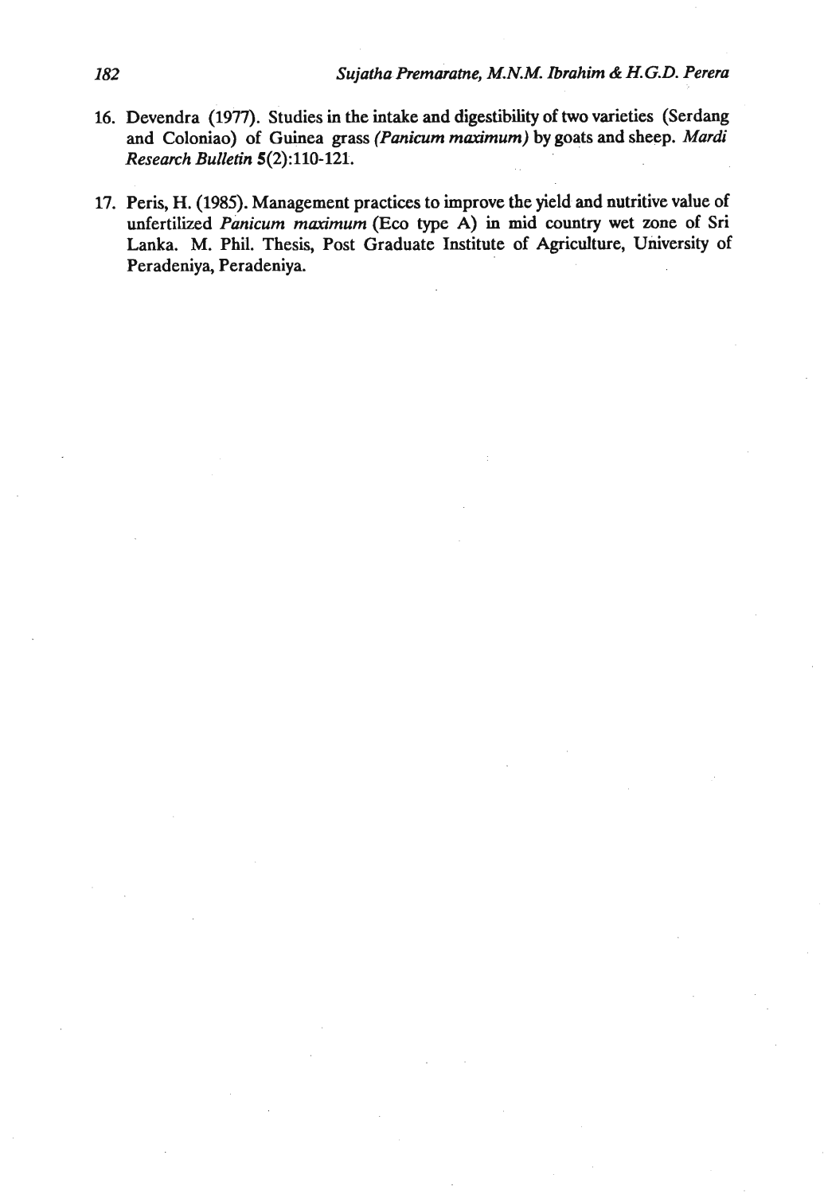16. Devendra (1977). Studies in the intake and digestibility of two varieties (Serdang and Coloniao) of Guinea grass *(Panicum maximum)* by goats and sheep. *Mardi Research Bulletin* **5**(2):110-121.

17. Peris, H. (1985). Management practices to improve the yield and nutritive value of unfertilized *Panicum maximum* (Eco type A) in mid country wet zone of Sri Lanka. M. Phil. Thesis, Post Graduate Institute of Agriculture, University of Peradeniya, Peradeniya.